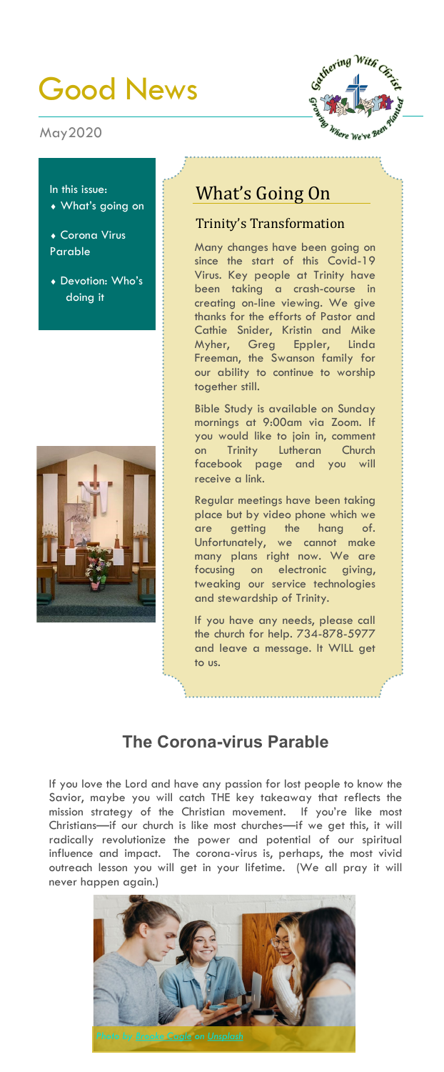# Good News

May2020

In this issue:

- What's going on
- Corona Virus Parable
- Devotion: Who's doing it

## What's Going On

### Trinity's Transformation

Many changes have been going on since the start of this Covid-19 Virus. Key people at Trinity have been taking a crash-course in creating on-line viewing. We give thanks for the efforts of Pastor and Cathie Snider, Kristin and Mike Myher, Greg Eppler, Linda Freeman, the Swanson family for our ability to continue to worship together still.

Bible Study is available on Sunday mornings at 9:00am via Zoom. If you would like to join in, comment on Trinity Lutheran Church facebook page and you will receive a link.

Regular meetings have been taking place but by video phone which we are getting the hang of. Unfortunately, we cannot make many plans right now. We are focusing on electronic giving, tweaking our service technologies and stewardship of Trinity.

If you have any needs, please call the church for help. 734-878-5977 and leave a message. It WILL get to us.

## The Corona-virus Parable

If you love the Lord and have any passion for lost people to know the Savior, maybe you will catch THE key takeaway that reflects the mission strategy of the Christian movement. If you're like most Christians—if our church is like most churches—if we get this, it will radically revolutionize the power and potential of our spiritual influence and impact. The corona-virus is, perhaps, the most vivid outreach lesson you will get in your lifetime. (We all pray it will never happen again.)

Photo by Brooke Cagle on Unsplash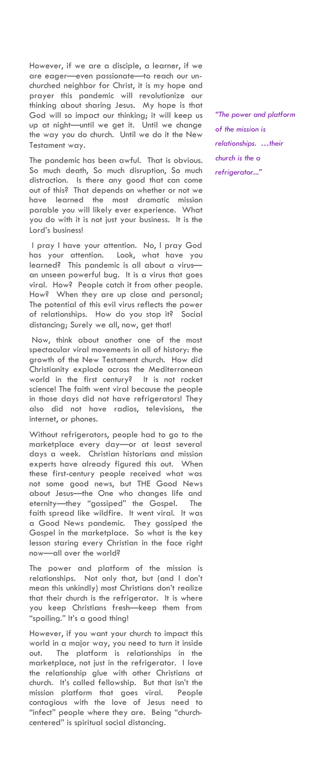However, if we are a disciple, a learner, if we are eager—even passionate—to reach our un-churched neighbor for Christ, it is my hope and prayer this pandemic will revolutionize our thinking about sharing Jesus. My hope is that God will so impact our thinking; it will keep us up at night—until we get it. Until we change the way you do church. Until we do it the New Testament way.

*"The power and platform of the mission is relationships. …their church is the a refrigerator..."*

The pandemic has been awful. That is obvious. So much death, So much disruption, So much distraction. Is there any good that can come out of this? That depends on whether or not we have learned the most dramatic mission parable you will likely ever experience. What you do with it is not just your business. It is the Lord's business!

I pray I have your attention. No, I pray God has your attention. Look, what have you learned? This pandemic is all about a virus—an unseen powerful bug. It is a virus that goes viral. How? People catch it from other people. How? When they are up close and personal; The potential of this evil virus reflects the power of relationships. How do you stop it? Social distancing; Surely we all, now, get that!

Now, think about another one of the most spectacular viral movements in all of history: the growth of the New Testament church. How did Christianity explode across the Mediterranean world in the first century? It is not rocket science! The faith went viral because the people in those days did not have refrigerators! They also did not have radios, televisions, the internet, or phones.

Without refrigerators, people had to go to the marketplace every day—or at least several days a week. Christian historians and mission experts have already figured this out. When these first-century people received what was not some good news, but THE Good News about Jesus—the One who changes life and eternity—they "gossiped" the Gospel. The faith spread like wildfire. It went viral. It was a Good News pandemic. They gossiped the Gospel in the marketplace. So what is the key lesson staring every Christian in the face right now—all over the world?

The power and platform of the mission is relationships. Not only that, but (and I don't mean this unkindly) most Christians don't realize that their church is the refrigerator. It is where you keep Christians fresh—keep them from "spoiling." It's a good thing!

However, if you want your church to impact this world in a major way, you need to turn it inside out. The platform is relationships in the marketplace, not just in the refrigerator. I love the relationship glue with other Christians at church. It's called fellowship. But that isn't the mission platform that goes viral. People contagious with the love of Jesus need to "infect" people where they are. Being "church-centered" is spiritual social distancing.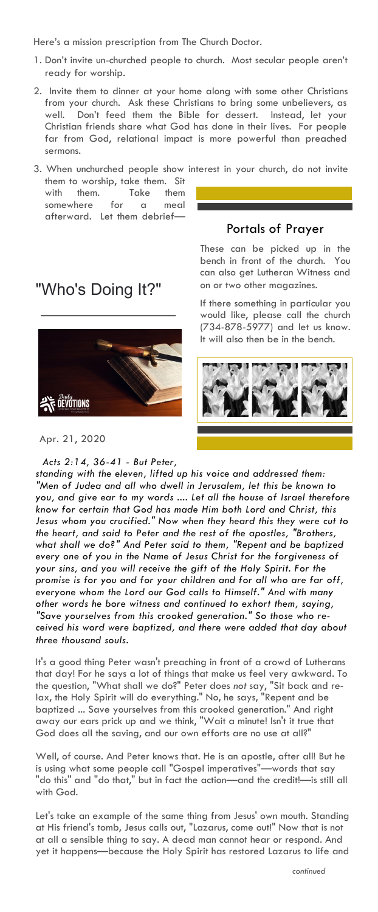Here's a mission prescription from The Church Doctor.

1. Don't invite un-churched people to church. Most secular people aren't ready for worship.
2. Invite them to dinner at your home along with some other Christians from your church. Ask these Christians to bring some unbelievers, as well. Don't feed them the Bible for dessert. Instead, let your Christian friends share what God has done in their lives. For people far from God, relational impact is more powerful than preached sermons.
3. When unchurched people show interest in your church, do not invite them to worship, take them. Sit with them. Take them somewhere for a meal afterward. Let them debrief—

## Portals of Prayer

These can be picked up in the bench in front of the church. You can also get Lutheran Witness and on or two other magazines.

If there something in particular you would like, please call the church (734-878-5977) and let us know. It will also then be in the bench.

## "Who's Doing It?"

Apr. 21, 2020

*Acts 2:14, 36-41 - But Peter, standing with the eleven, lifted up his voice and addressed them: "Men of Judea and all who dwell in Jerusalem, let this be known to you, and give ear to my words .... Let all the house of Israel therefore know for certain that God has made Him both Lord and Christ, this Jesus whom you crucified." Now when they heard this they were cut to the heart, and said to Peter and the rest of the apostles, "Brothers, what shall we do?" And Peter said to them, "Repent and be baptized every one of you in the Name of Jesus Christ for the forgiveness of your sins, and you will receive the gift of the Holy Spirit. For the promise is for you and for your children and for all who are far off, everyone whom the Lord our God calls to Himself." And with many other words he bore witness and continued to exhort them, saying, "Save yourselves from this crooked generation." So those who received his word were baptized, and there were added that day about three thousand souls.*

It's a good thing Peter wasn't preaching in front of a crowd of Lutherans that day! For he says a lot of things that make us feel very awkward. To the question, "What shall we do?" Peter does *not* say, "Sit back and relax, the Holy Spirit will do everything." No, he says, "Repent and be baptized ... Save yourselves from this crooked generation." And right away our ears prick up and we think, "Wait a minute! Isn't it true that God does all the saving, and our own efforts are no use at all?"

Well, of course. And Peter knows that. He is an apostle, after all! But he is using what some people call "Gospel imperatives"—words that say "do this" and "do that," but in fact the action—and the credit!—is still all with God.

Let's take an example of the same thing from Jesus' own mouth. Standing at His friend's tomb, Jesus calls out, "Lazarus, come out!" Now that is not at all a sensible thing to say. A dead man cannot hear or respond. And yet it happens—because the Holy Spirit has restored Lazarus to life and

*continued*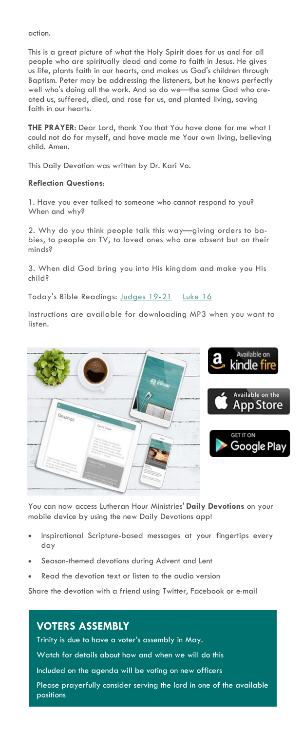action.

This is a great picture of what the Holy Spirit does for us and for all people who are spiritually dead and come to faith in Jesus. He gives us life, plants faith in our hearts, and makes us God's children through Baptism. Peter may be addressing the listeners, but he knows perfectly well who's doing all the work. And so do we—the same God who created us, suffered, died, and rose for us, and planted living, saving faith in our hearts.

**THE PRAYER**: Dear Lord, thank You that You have done for me what I could not do for myself, and have made me Your own living, believing child. Amen.

This Daily Devotion was written by Dr. Kari Vo.

**Reflection Questions**:

1. Have you ever talked to someone who cannot respond to you? When and why?

2. Why do you think people talk this way—giving orders to babies, to people on TV, to loved ones who are absent but on their minds?

3. When did God bring you into His kingdom and make you His child?

Today's Bible Readings: Judges 19-21 Luke 16

Instructions are available for downloading MP3 when you want to listen.

You can now access Lutheran Hour Ministries' **Daily Devotions** on your mobile device by using the new Daily Devotions app!

- Inspirational Scripture-based messages at your fingertips every day
- Season-themed devotions during Advent and Lent
- Read the devotion text or listen to the audio version

Share the devotion with a friend using Twitter, Facebook or e-mail

## VOTERS ASSEMBLY

Trinity is due to have a voter's assembly in May.

Watch for details about how and when we will do this

Included on the agenda will be voting on new officers

Please prayerfully consider serving the lord in one of the available positions